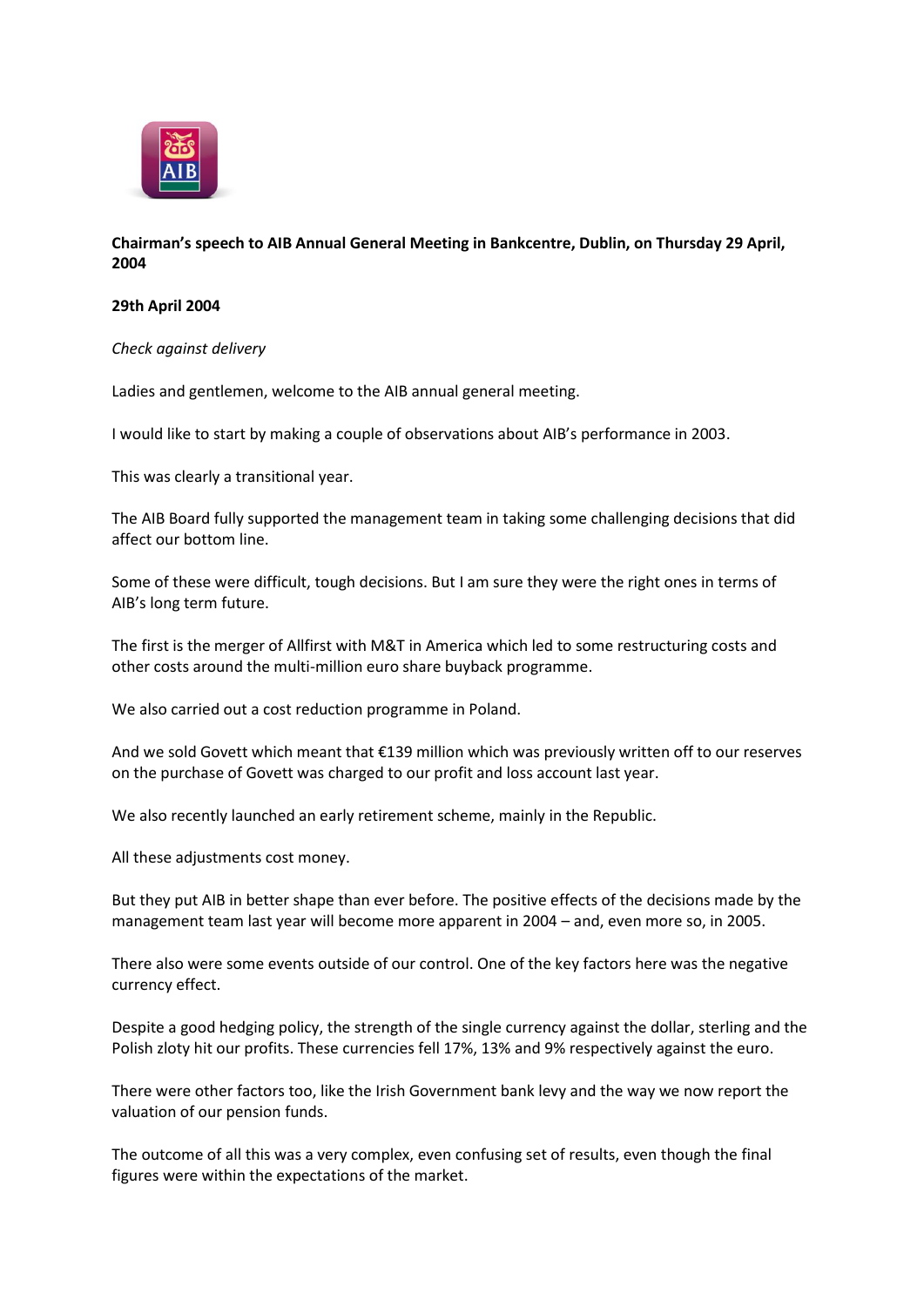**Chairman's speech to AIB Annual General Meeting in Bankcentre, Dublin, on Thursday 29 April, 2004**

**29th April 2004**

*Check against delivery*

Ladies and gentlemen, welcome to the AIB annual general meeting.

I would like to start by making a couple of observations about AIB's performance in 2003.

This was clearly a transitional year.

The AIB Board fully supported the management team in taking some challenging decisions that did affect our bottom line.

Some of these were difficult, tough decisions. But I am sure they were the right ones in terms of AIB's long term future.

The first is the merger of Allfirst with M&T in America which led to some restructuring costs and other costs around the multi-million euro share buyback programme.

We also carried out a cost reduction programme in Poland.

And we sold Govett which meant that €139 million which was previously written off to our reserves on the purchase of Govett was charged to our profit and loss account last year.

We also recently launched an early retirement scheme, mainly in the Republic.

All these adjustments cost money.

But they put AIB in better shape than ever before. The positive effects of the decisions made by the management team last year will become more apparent in 2004 – and, even more so, in 2005.

There also were some events outside of our control. One of the key factors here was the negative currency effect.

Despite a good hedging policy, the strength of the single currency against the dollar, sterling and the Polish zloty hit our profits. These currencies fell 17%, 13% and 9% respectively against the euro.

There were other factors too, like the Irish Government bank levy and the way we now report the valuation of our pension funds.

The outcome of all this was a very complex, even confusing set of results, even though the final figures were within the expectations of the market.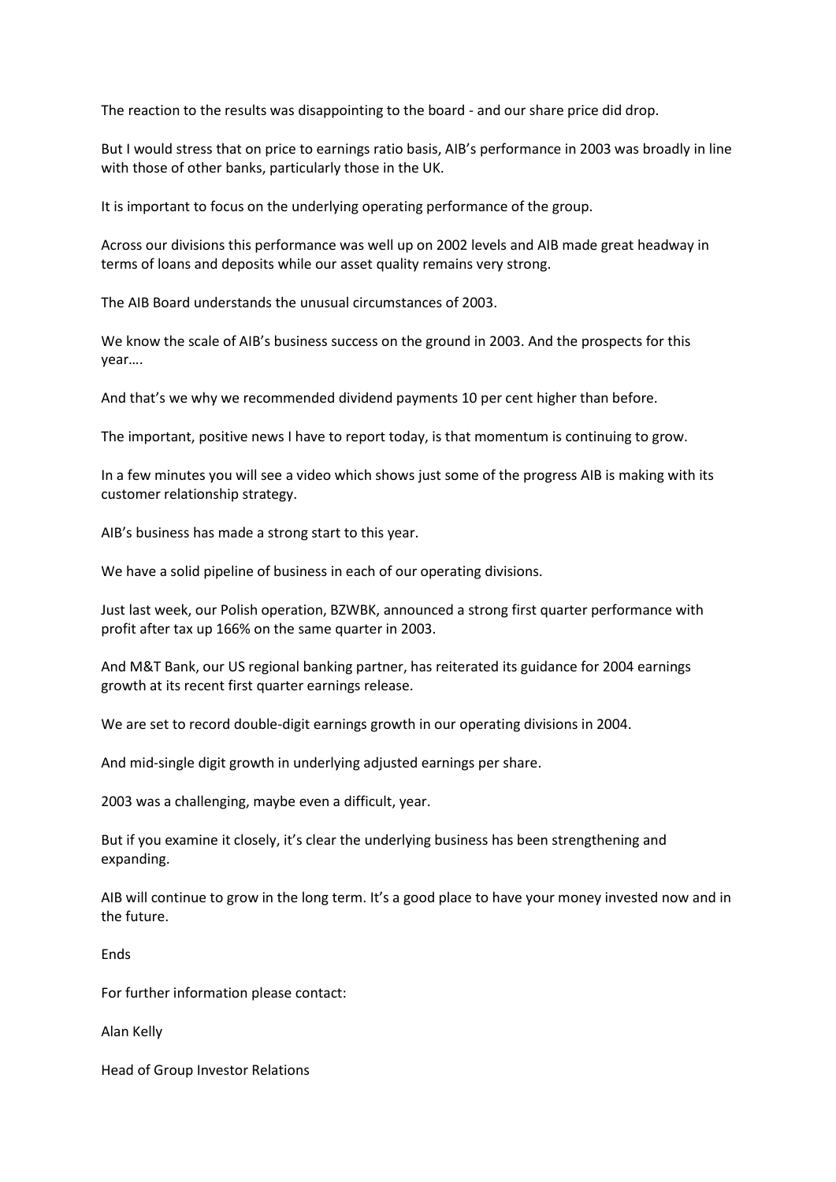The reaction to the results was disappointing to the board - and our share price did drop.

But I would stress that on price to earnings ratio basis, AIB's performance in 2003 was broadly in line with those of other banks, particularly those in the UK.

It is important to focus on the underlying operating performance of the group.

Across our divisions this performance was well up on 2002 levels and AIB made great headway in terms of loans and deposits while our asset quality remains very strong.

The AIB Board understands the unusual circumstances of 2003.

We know the scale of AIB's business success on the ground in 2003. And the prospects for this year….

And that's we why we recommended dividend payments 10 per cent higher than before.

The important, positive news I have to report today, is that momentum is continuing to grow.

In a few minutes you will see a video which shows just some of the progress AIB is making with its customer relationship strategy.

AIB's business has made a strong start to this year.

We have a solid pipeline of business in each of our operating divisions.

Just last week, our Polish operation, BZWBK, announced a strong first quarter performance with profit after tax up 166% on the same quarter in 2003.

And M&T Bank, our US regional banking partner, has reiterated its guidance for 2004 earnings growth at its recent first quarter earnings release.

We are set to record double-digit earnings growth in our operating divisions in 2004.

And mid-single digit growth in underlying adjusted earnings per share.

2003 was a challenging, maybe even a difficult, year.

But if you examine it closely, it's clear the underlying business has been strengthening and expanding.

AIB will continue to grow in the long term. It's a good place to have your money invested now and in the future.

Ends

For further information please contact:

Alan Kelly

Head of Group Investor Relations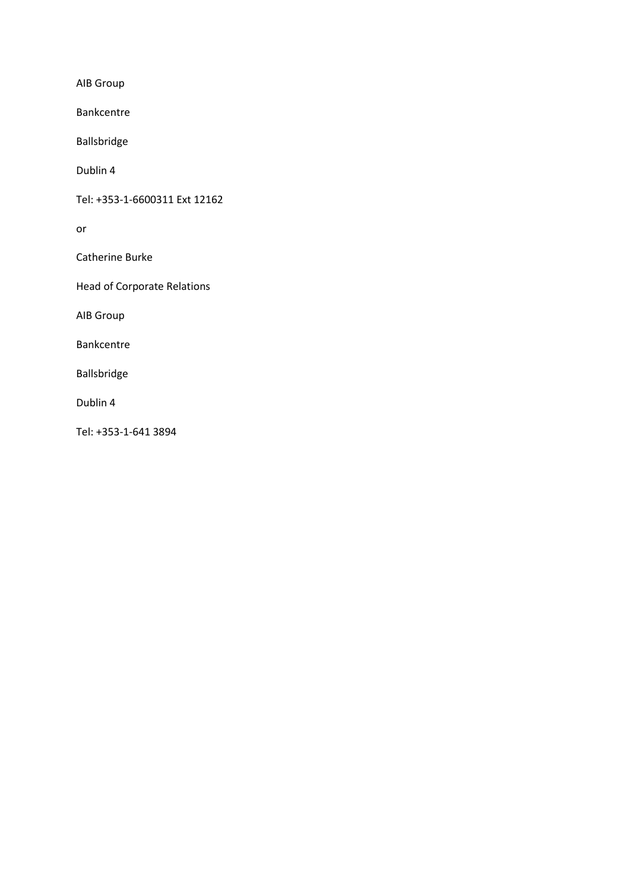AIB Group

Bankcentre

Ballsbridge

Dublin 4

Tel: +353-1-6600311 Ext 12162

or

Catherine Burke

Head of Corporate Relations

AIB Group

Bankcentre

Ballsbridge

Dublin 4

Tel: +353-1-641 3894